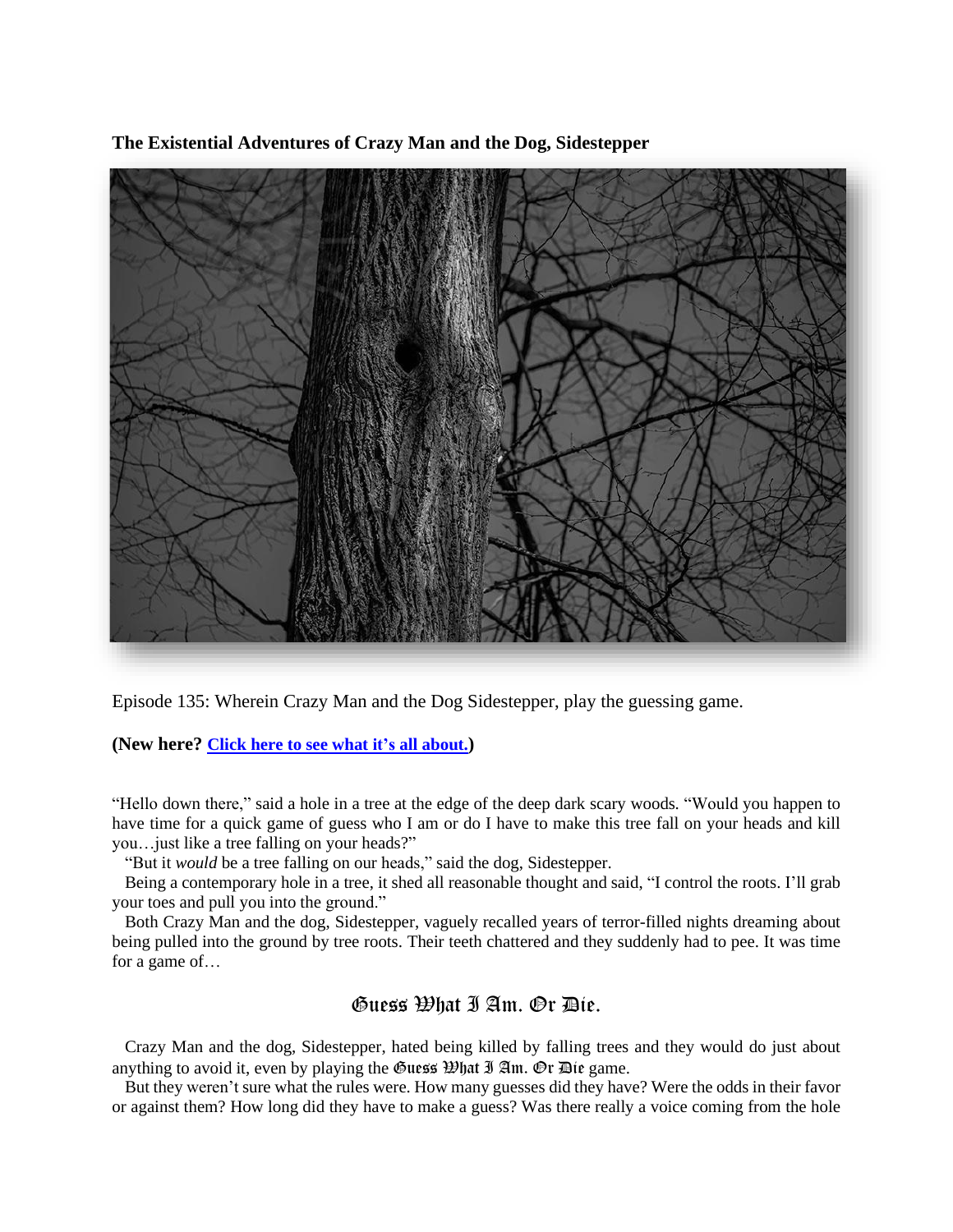**The Existential Adventures of Crazy Man and the Dog, Sidestepper**

Episode 135: Wherein Crazy Man and the Dog Sidestepper, play the guessing game.

**(New here? [Click here to see what it's all about.](#))**

"Hello down there," said a hole in a tree at the edge of the deep dark scary woods. "Would you happen to have time for a quick game of guess who I am or do I have to make this tree fall on your heads and kill you…just like a tree falling on your heads?"

"But it *would* be a tree falling on our heads," said the dog, Sidestepper.

Being a contemporary hole in a tree, it shed all reasonable thought and said, "I control the roots. I'll grab your toes and pull you into the ground."

Both Crazy Man and the dog, Sidestepper, vaguely recalled years of terror-filled nights dreaming about being pulled into the ground by tree roots. Their teeth chattered and they suddenly had to pee. It was time for a game of…

## Guess What I Am. Or Die.

Crazy Man and the dog, Sidestepper, hated being killed by falling trees and they would do just about anything to avoid it, even by playing the Guess What I Am. Or Die game.

But they weren't sure what the rules were. How many guesses did they have? Were the odds in their favor or against them? How long did they have to make a guess? Was there really a voice coming from the hole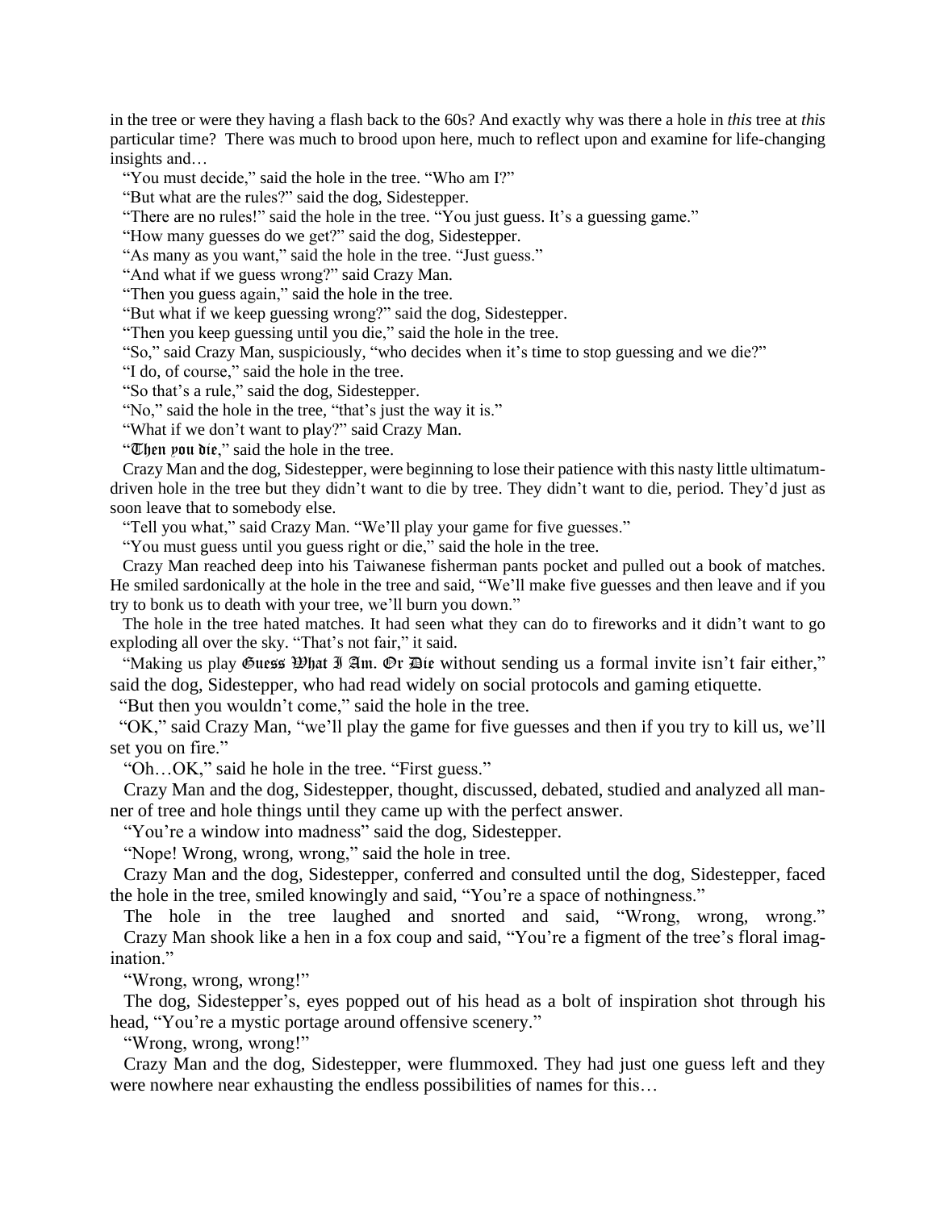in the tree or were they having a flash back to the 60s? And exactly why was there a hole in *this* tree at *this* particular time? There was much to brood upon here, much to reflect upon and examine for life-changing insights and…

"You must decide," said the hole in the tree. "Who am I?"

"But what are the rules?" said the dog, Sidestepper.

"There are no rules!" said the hole in the tree. "You just guess. It's a guessing game."

"How many guesses do we get?" said the dog, Sidestepper.

"As many as you want," said the hole in the tree. "Just guess."

"And what if we guess wrong?" said Crazy Man.

"Then you guess again," said the hole in the tree.

"But what if we keep guessing wrong?" said the dog, Sidestepper.

"Then you keep guessing until you die," said the hole in the tree.

"So," said Crazy Man, suspiciously, "who decides when it's time to stop guessing and we die?"

"I do, of course," said the hole in the tree.

"So that's a rule," said the dog, Sidestepper.

"No," said the hole in the tree, "that's just the way it is."

"What if we don't want to play?" said Crazy Man.

"Then you die," said the hole in the tree.

Crazy Man and the dog, Sidestepper, were beginning to lose their patience with this nasty little ultimatum-driven hole in the tree but they didn't want to die by tree. They didn't want to die, period. They'd just as soon leave that to somebody else.

"Tell you what," said Crazy Man. "We'll play your game for five guesses."

"You must guess until you guess right or die," said the hole in the tree.

Crazy Man reached deep into his Taiwanese fisherman pants pocket and pulled out a book of matches. He smiled sardonically at the hole in the tree and said, "We'll make five guesses and then leave and if you try to bonk us to death with your tree, we'll burn you down."

The hole in the tree hated matches. It had seen what they can do to fireworks and it didn't want to go exploding all over the sky. "That's not fair," it said.

"Making us play Guess What I Am. Or Die without sending us a formal invite isn't fair either," said the dog, Sidestepper, who had read widely on social protocols and gaming etiquette.

"But then you wouldn't come," said the hole in the tree.

"OK," said Crazy Man, "we'll play the game for five guesses and then if you try to kill us, we'll set you on fire."

"Oh…OK," said he hole in the tree. "First guess."

Crazy Man and the dog, Sidestepper, thought, discussed, debated, studied and analyzed all manner of tree and hole things until they came up with the perfect answer.

"You're a window into madness" said the dog, Sidestepper.

"Nope! Wrong, wrong, wrong," said the hole in tree.

Crazy Man and the dog, Sidestepper, conferred and consulted until the dog, Sidestepper, faced the hole in the tree, smiled knowingly and said, "You're a space of nothingness."

The hole in the tree laughed and snorted and said, "Wrong, wrong, wrong."

Crazy Man shook like a hen in a fox coup and said, "You're a figment of the tree's floral imagination."

"Wrong, wrong, wrong!"

The dog, Sidestepper's, eyes popped out of his head as a bolt of inspiration shot through his head, "You're a mystic portage around offensive scenery."

"Wrong, wrong, wrong!"

Crazy Man and the dog, Sidestepper, were flummoxed. They had just one guess left and they were nowhere near exhausting the endless possibilities of names for this…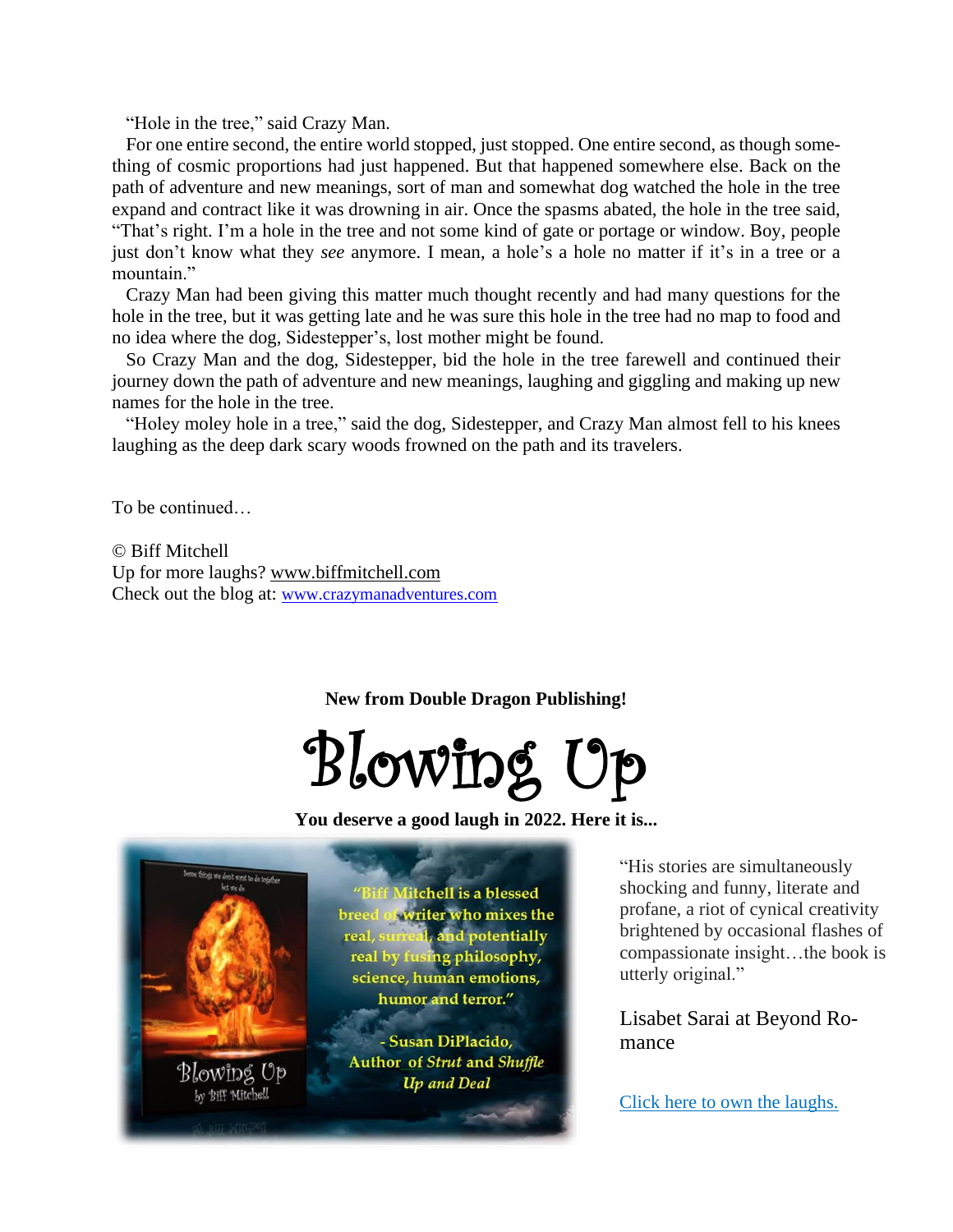"Hole in the tree," said Crazy Man.

For one entire second, the entire world stopped, just stopped. One entire second, as though something of cosmic proportions had just happened. But that happened somewhere else. Back on the path of adventure and new meanings, sort of man and somewhat dog watched the hole in the tree expand and contract like it was drowning in air. Once the spasms abated, the hole in the tree said, "That's right. I'm a hole in the tree and not some kind of gate or portage or window. Boy, people just don't know what they *see* anymore. I mean, a hole's a hole no matter if it's in a tree or a mountain."

Crazy Man had been giving this matter much thought recently and had many questions for the hole in the tree, but it was getting late and he was sure this hole in the tree had no map to food and no idea where the dog, Sidestepper's, lost mother might be found.

So Crazy Man and the dog, Sidestepper, bid the hole in the tree farewell and continued their journey down the path of adventure and new meanings, laughing and giggling and making up new names for the hole in the tree.

"Holey moley hole in a tree," said the dog, Sidestepper, and Crazy Man almost fell to his knees laughing as the deep dark scary woods frowned on the path and its travelers.

To be continued…

© Biff Mitchell
Up for more laughs? www.biffmitchell.com
Check out the blog at: www.crazymanadventures.com

**New from Double Dragon Publishing!**

# Blowing Up

**You deserve a good laugh in 2022. Here it is...**

"Biff Mitchell is a blessed breed of writer who mixes the real, surreal, and potentially real by fusing philosophy, science, human emotions, humor and terror."

- Susan DiPlacido, Author of *Strut* and *Shuffle Up and Deal*

"His stories are simultaneously shocking and funny, literate and profane, a riot of cynical creativity brightened by occasional flashes of compassionate insight…the book is utterly original."

Lisabet Sarai at Beyond Romance

Click here to own the laughs.